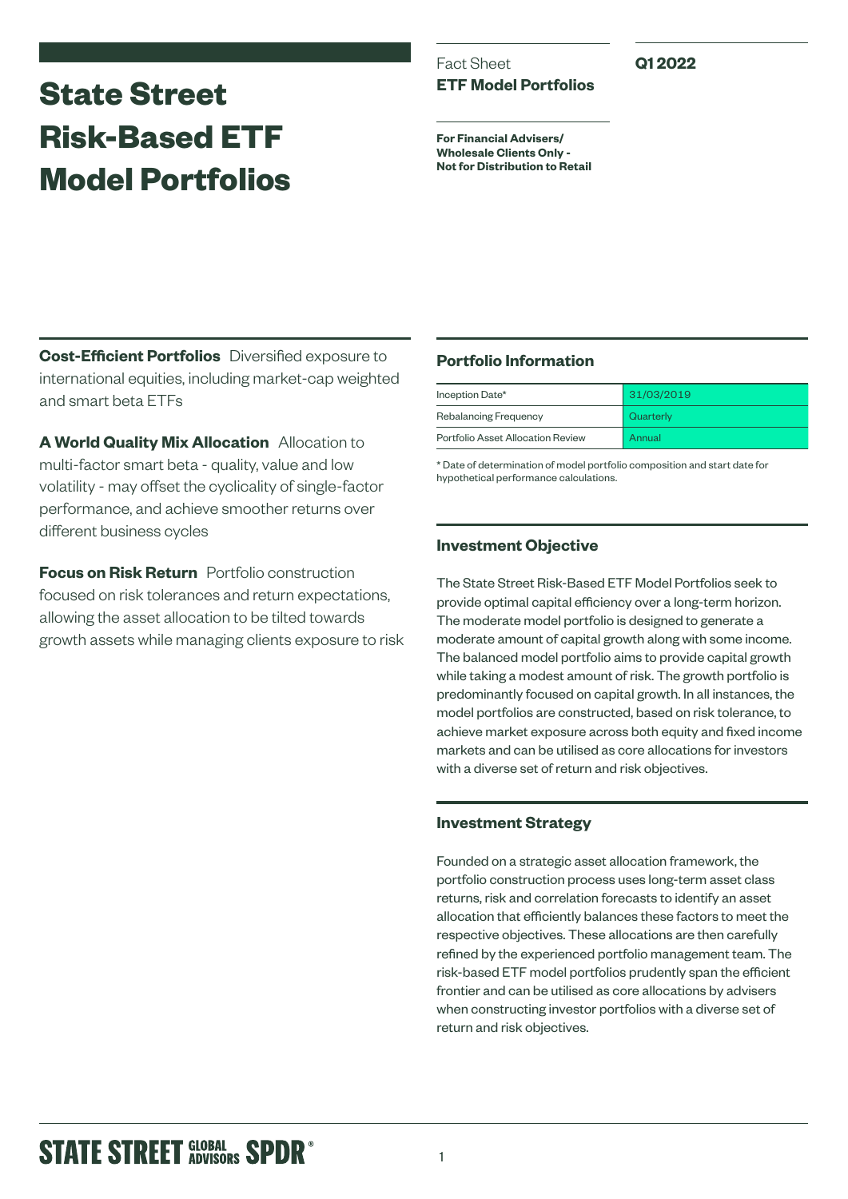# State Street Risk-Based ETF Model Portfolios

Fact Sheet
**ETF Model Portfolios**

**Q1 2022**

**For Financial Advisers/ Wholesale Clients Only - Not for Distribution to Retail**

**Cost-Efficient Portfolios** Diversified exposure to international equities, including market-cap weighted and smart beta ETFs

**A World Quality Mix Allocation** Allocation to multi-factor smart beta - quality, value and low volatility - may offset the cyclicality of single-factor performance, and achieve smoother returns over different business cycles

**Focus on Risk Return** Portfolio construction focused on risk tolerances and return expectations, allowing the asset allocation to be tilted towards growth assets while managing clients exposure to risk

## Portfolio Information

| | |
|---|---|
| Inception Date* | 31/03/2019 |
| Rebalancing Frequency | Quarterly |
| Portfolio Asset Allocation Review | Annual |

\* Date of determination of model portfolio composition and start date for hypothetical performance calculations.

## Investment Objective

The State Street Risk-Based ETF Model Portfolios seek to provide optimal capital efficiency over a long-term horizon. The moderate model portfolio is designed to generate a moderate amount of capital growth along with some income. The balanced model portfolio aims to provide capital growth while taking a modest amount of risk. The growth portfolio is predominantly focused on capital growth. In all instances, the model portfolios are constructed, based on risk tolerance, to achieve market exposure across both equity and fixed income markets and can be utilised as core allocations for investors with a diverse set of return and risk objectives.

## Investment Strategy

Founded on a strategic asset allocation framework, the portfolio construction process uses long-term asset class returns, risk and correlation forecasts to identify an asset allocation that efficiently balances these factors to meet the respective objectives. These allocations are then carefully refined by the experienced portfolio management team. The risk-based ETF model portfolios prudently span the efficient frontier and can be utilised as core allocations by advisers when constructing investor portfolios with a diverse set of return and risk objectives.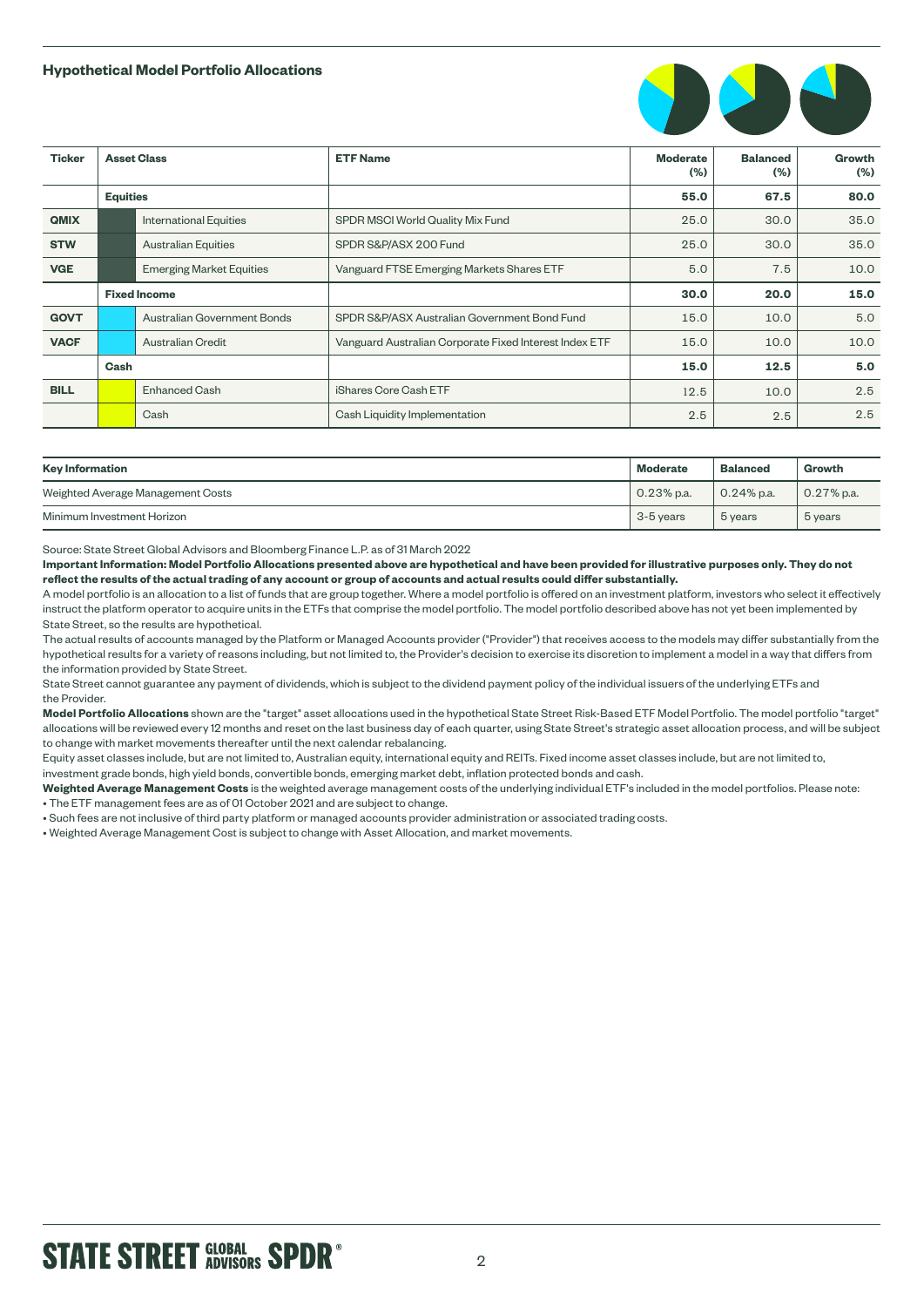## Hypothetical Model Portfolio Allocations

| Ticker | Asset Class | | ETF Name | Moderate (%) | Balanced (%) | Growth (%) |
|---|---|---|---|---|---|---|
| | **Equities** | | | **55.0** | **67.5** | **80.0** |
| **QMIX** | | International Equities | SPDR MSCI World Quality Mix Fund | 25.0 | 30.0 | 35.0 |
| **STW** | | Australian Equities | SPDR S&P/ASX 200 Fund | 25.0 | 30.0 | 35.0 |
| **VGE** | | Emerging Market Equities | Vanguard FTSE Emerging Markets Shares ETF | 5.0 | 7.5 | 10.0 |
| | **Fixed Income** | | | **30.0** | **20.0** | **15.0** |
| **GOVT** | | Australian Government Bonds | SPDR S&P/ASX Australian Government Bond Fund | 15.0 | 10.0 | 5.0 |
| **VACF** | | Australian Credit | Vanguard Australian Corporate Fixed Interest Index ETF | 15.0 | 10.0 | 10.0 |
| | **Cash** | | | **15.0** | **12.5** | **5.0** |
| **BILL** | | Enhanced Cash | iShares Core Cash ETF | 12.5 | 10.0 | 2.5 |
| | | Cash | Cash Liquidity Implementation | 2.5 | 2.5 | 2.5 |

| Key Information | Moderate | Balanced | Growth |
|---|---|---|---|
| Weighted Average Management Costs | 0.23% p.a. | 0.24% p.a. | 0.27% p.a. |
| Minimum Investment Horizon | 3-5 years | 5 years | 5 years |

Source: State Street Global Advisors and Bloomberg Finance L.P. as of 31 March 2022

**Important Information: Model Portfolio Allocations presented above are hypothetical and have been provided for illustrative purposes only. They do not reflect the results of the actual trading of any account or group of accounts and actual results could differ substantially.**

A model portfolio is an allocation to a list of funds that are group together. Where a model portfolio is offered on an investment platform, investors who select it effectively instruct the platform operator to acquire units in the ETFs that comprise the model portfolio. The model portfolio described above has not yet been implemented by State Street, so the results are hypothetical.

The actual results of accounts managed by the Platform or Managed Accounts provider ("Provider") that receives access to the models may differ substantially from the hypothetical results for a variety of reasons including, but not limited to, the Provider's decision to exercise its discretion to implement a model in a way that differs from the information provided by State Street.

State Street cannot guarantee any payment of dividends, which is subject to the dividend payment policy of the individual issuers of the underlying ETFs and the Provider.

**Model Portfolio Allocations** shown are the "target" asset allocations used in the hypothetical State Street Risk-Based ETF Model Portfolio. The model portfolio "target" allocations will be reviewed every 12 months and reset on the last business day of each quarter, using State Street's strategic asset allocation process, and will be subject to change with market movements thereafter until the next calendar rebalancing.

Equity asset classes include, but are not limited to, Australian equity, international equity and REITs. Fixed income asset classes include, but are not limited to, investment grade bonds, high yield bonds, convertible bonds, emerging market debt, inflation protected bonds and cash.

**Weighted Average Management Costs** is the weighted average management costs of the underlying individual ETF's included in the model portfolios. Please note:

- The ETF management fees are as of 01 October 2021 and are subject to change.
- Such fees are not inclusive of third party platform or managed accounts provider administration or associated trading costs.
- Weighted Average Management Cost is subject to change with Asset Allocation, and market movements.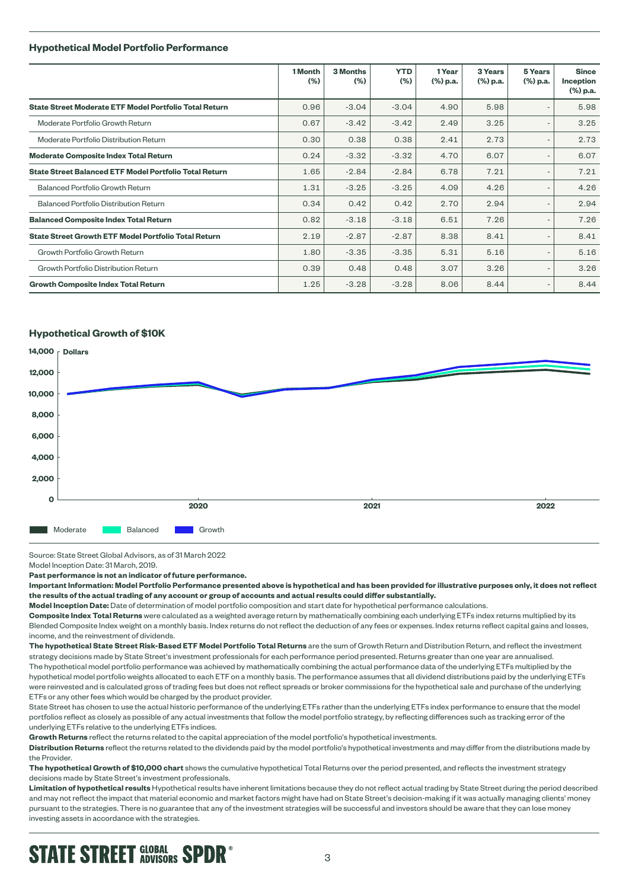### Hypothetical Model Portfolio Performance

| | 1 Month (%) | 3 Months (%) | YTD (%) | 1 Year (%) p.a. | 3 Years (%) p.a. | 5 Years (%) p.a. | Since Inception (%) p.a. |
|---|---|---|---|---|---|---|---|
| **State Street Moderate ETF Model Portfolio Total Return** | 0.96 | -3.04 | -3.04 | 4.90 | 5.98 | - | 5.98 |
| Moderate Portfolio Growth Return | 0.67 | -3.42 | -3.42 | 2.49 | 3.25 | - | 3.25 |
| Moderate Portfolio Distribution Return | 0.30 | 0.38 | 0.38 | 2.41 | 2.73 | - | 2.73 |
| **Moderate Composite Index Total Return** | 0.24 | -3.32 | -3.32 | 4.70 | 6.07 | - | 6.07 |
| **State Street Balanced ETF Model Portfolio Total Return** | 1.65 | -2.84 | -2.84 | 6.78 | 7.21 | - | 7.21 |
| Balanced Portfolio Growth Return | 1.31 | -3.25 | -3.25 | 4.09 | 4.26 | - | 4.26 |
| Balanced Portfolio Distribution Return | 0.34 | 0.42 | 0.42 | 2.70 | 2.94 | - | 2.94 |
| **Balanced Composite Index Total Return** | 0.82 | -3.18 | -3.18 | 6.51 | 7.26 | - | 7.26 |
| **State Street Growth ETF Model Portfolio Total Return** | 2.19 | -2.87 | -2.87 | 8.38 | 8.41 | - | 8.41 |
| Growth Portfolio Growth Return | 1.80 | -3.35 | -3.35 | 5.31 | 5.16 | - | 5.16 |
| Growth Portfolio Distribution Return | 0.39 | 0.48 | 0.48 | 3.07 | 3.26 | - | 3.26 |
| **Growth Composite Index Total Return** | 1.25 | -3.28 | -3.28 | 8.06 | 8.44 | - | 8.44 |

### Hypothetical Growth of $10K

Source: State Street Global Advisors, as of 31 March 2022

Model Inception Date: 31 March, 2019.

**Past performance is not an indicator of future performance.**

**Important Information: Model Portfolio Performance presented above is hypothetical and has been provided for illustrative purposes only, it does not reflect the results of the actual trading of any account or group of accounts and actual results could differ substantially.**

**Model Inception Date:** Date of determination of model portfolio composition and start date for hypothetical performance calculations.

**Composite Index Total Returns** were calculated as a weighted average return by mathematically combining each underlying ETFs index returns multiplied by its Blended Composite Index weight on a monthly basis. Index returns do not reflect the deduction of any fees or expenses. Index returns reflect capital gains and losses, income, and the reinvestment of dividends.

**The hypothetical State Street Risk-Based ETF Model Portfolio Total Returns** are the sum of Growth Return and Distribution Return, and reflect the investment strategy decisions made by State Street's investment professionals for each performance period presented. Returns greater than one year are annualised.

The hypothetical model portfolio performance was achieved by mathematically combining the actual performance data of the underlying ETFs multiplied by the hypothetical model portfolio weights allocated to each ETF on a monthly basis. The performance assumes that all dividend distributions paid by the underlying ETFs were reinvested and is calculated gross of trading fees but does not reflect spreads or broker commissions for the hypothetical sale and purchase of the underlying ETFs or any other fees which would be charged by the product provider.

State Street has chosen to use the actual historic performance of the underlying ETFs rather than the underlying ETFs index performance to ensure that the model portfolios reflect as closely as possible of any actual investments that follow the model portfolio strategy, by reflecting differences such as tracking error of the underlying ETFs relative to the underlying ETFs indices.

**Growth Returns** reflect the returns related to the capital appreciation of the model portfolio's hypothetical investments.

**Distribution Returns** reflect the returns related to the dividends paid by the model portfolio's hypothetical investments and may differ from the distributions made by the Provider.

**The hypothetical Growth of $10,000 chart** shows the cumulative hypothetical Total Returns over the period presented, and reflects the investment strategy decisions made by State Street's investment professionals.

**Limitation of hypothetical results** Hypothetical results have inherent limitations because they do not reflect actual trading by State Street during the period described and may not reflect the impact that material economic and market factors might have had on State Street's decision-making if it was actually managing clients' money pursuant to the strategies. There is no guarantee that any of the investment strategies will be successful and investors should be aware that they can lose money investing assets in accordance with the strategies.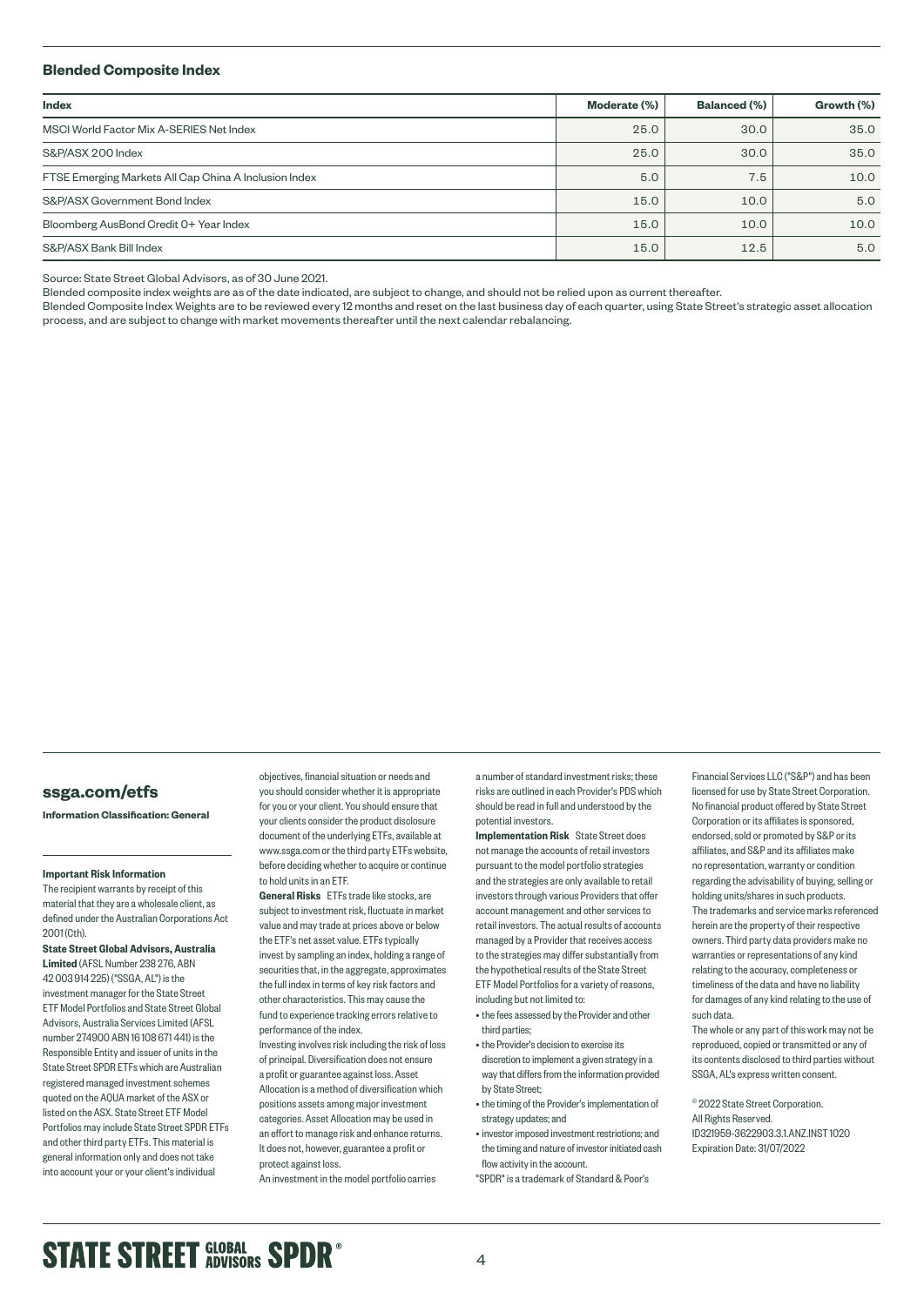### Blended Composite Index

| Index | Moderate (%) | Balanced (%) | Growth (%) |
|---|---|---|---|
| MSCI World Factor Mix A-SERIES Net Index | 25.0 | 30.0 | 35.0 |
| S&P/ASX 200 Index | 25.0 | 30.0 | 35.0 |
| FTSE Emerging Markets All Cap China A Inclusion Index | 5.0 | 7.5 | 10.0 |
| S&P/ASX Government Bond Index | 15.0 | 10.0 | 5.0 |
| Bloomberg AusBond Credit 0+ Year Index | 15.0 | 10.0 | 10.0 |
| S&P/ASX Bank Bill Index | 15.0 | 12.5 | 5.0 |

Source: State Street Global Advisors, as of 30 June 2021.

Blended composite index weights are as of the date indicated, are subject to change, and should not be relied upon as current thereafter.

Blended Composite Index Weights are to be reviewed every 12 months and reset on the last business day of each quarter, using State Street's strategic asset allocation process, and are subject to change with market movements thereafter until the next calendar rebalancing.

**ssga.com/etfs**

**Information Classification: General**

**Important Risk Information**

The recipient warrants by receipt of this material that they are a wholesale client, as defined under the Australian Corporations Act 2001 (Cth).

**State Street Global Advisors, Australia Limited** (AFSL Number 238 276, ABN 42 003 914 225) ("SSGA, AL") is the investment manager for the State Street ETF Model Portfolios and State Street Global Advisors, Australia Services Limited (AFSL number 274900 ABN 16 108 671 441) is the Responsible Entity and issuer of units in the State Street SPDR ETFs which are Australian registered managed investment schemes quoted on the AQUA market of the ASX or listed on the ASX. State Street ETF Model Portfolios may include State Street SPDR ETFs and other third party ETFs. This material is general information only and does not take into account your or your client's individual objectives, financial situation or needs and you should consider whether it is appropriate for you or your client. You should ensure that your clients consider the product disclosure document of the underlying ETFs, available at www.ssga.com or the third party ETFs website, before deciding whether to acquire or continue to hold units in an ETF.

**General Risks** ETFs trade like stocks, are subject to investment risk, fluctuate in market value and may trade at prices above or below the ETF's net asset value. ETFs typically invest by sampling an index, holding a range of securities that, in the aggregate, approximates the full index in terms of key risk factors and other characteristics. This may cause the fund to experience tracking errors relative to performance of the index.

Investing involves risk including the risk of loss of principal. Diversification does not ensure a profit or guarantee against loss. Asset Allocation is a method of diversification which positions assets among major investment categories. Asset Allocation may be used in an effort to manage risk and enhance returns. It does not, however, guarantee a profit or protect against loss.

An investment in the model portfolio carries a number of standard investment risks; these risks are outlined in each Provider's PDS which should be read in full and understood by the potential investors.

**Implementation Risk** State Street does not manage the accounts of retail investors pursuant to the model portfolio strategies and the strategies are only available to retail investors through various Providers that offer account management and other services to retail investors. The actual results of accounts managed by a Provider that receives access to the strategies may differ substantially from the hypothetical results of the State Street ETF Model Portfolios for a variety of reasons, including but not limited to:

- the fees assessed by the Provider and other third parties;
- the Provider's decision to exercise its discretion to implement a given strategy in a way that differs from the information provided by State Street;
- the timing of the Provider's implementation of strategy updates; and
- investor imposed investment restrictions; and the timing and nature of investor initiated cash flow activity in the account.

"SPDR" is a trademark of Standard & Poor's Financial Services LLC ("S&P") and has been licensed for use by State Street Corporation. No financial product offered by State Street Corporation or its affiliates is sponsored, endorsed, sold or promoted by S&P or its affiliates, and S&P and its affiliates make no representation, warranty or condition regarding the advisability of buying, selling or holding units/shares in such products.

The trademarks and service marks referenced herein are the property of their respective owners. Third party data providers make no warranties or representations of any kind relating to the accuracy, completeness or timeliness of the data and have no liability for damages of any kind relating to the use of such data.

The whole or any part of this work may not be reproduced, copied or transmitted or any of its contents disclosed to third parties without SSGA, AL's express written consent.

© 2022 State Street Corporation.
All Rights Reserved.
ID321959-3622903.3.1.ANZ.INST 1020
Expiration Date: 31/07/2022

STATE STREET GLOBAL ADVISORS SPDR®